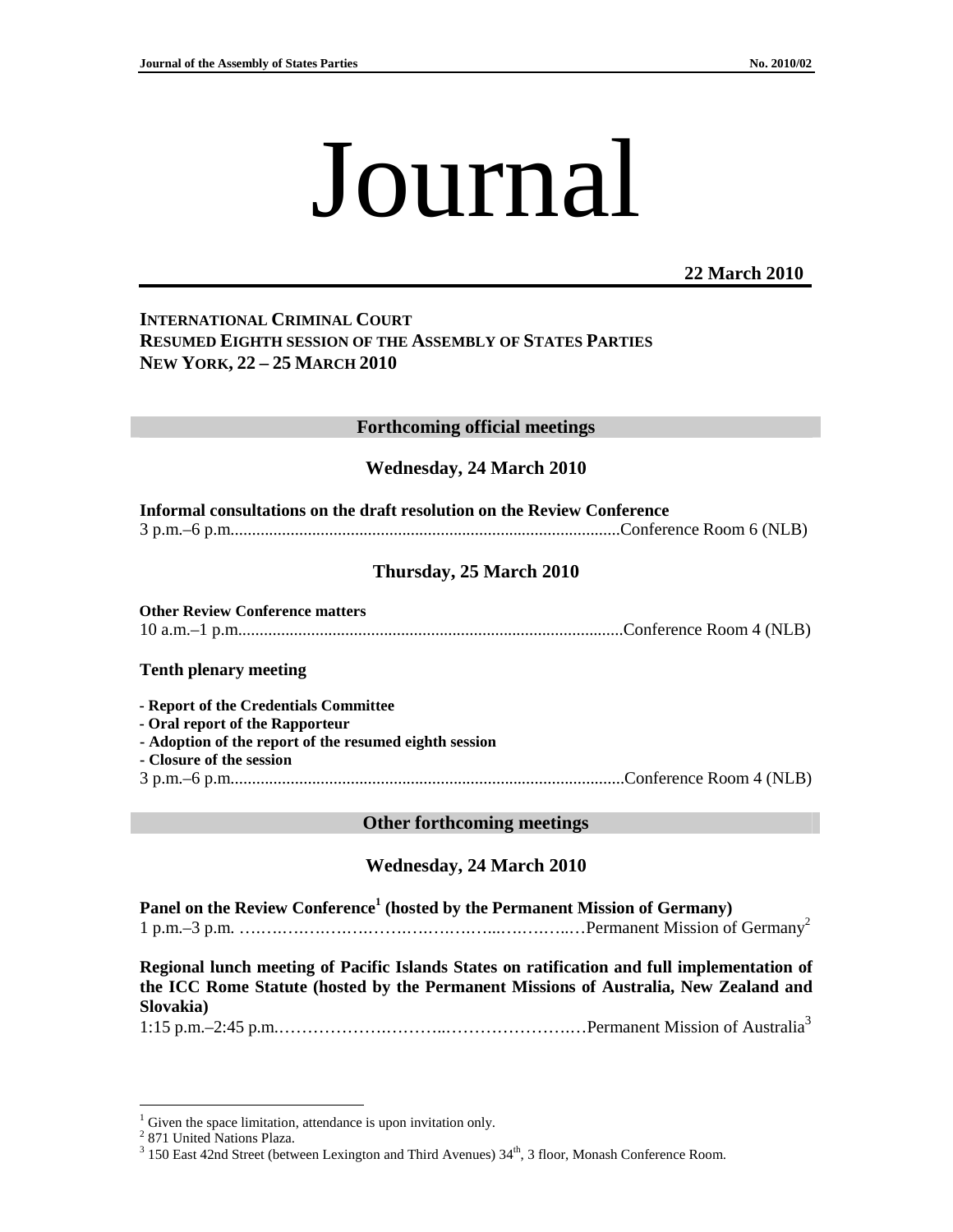# Journal

**22 March 2010**

**INTERNATIONAL CRIMINAL COURT**
**RESUMED EIGHTH SESSION OF THE ASSEMBLY OF STATES PARTIES**
**NEW YORK, 22 – 25 MARCH 2010**

## Forthcoming official meetings

### Wednesday, 24 March 2010

**Informal consultations on the draft resolution on the Review Conference**
3 p.m.–6 p.m. .......... Conference Room 6 (NLB)

### Thursday, 25 March 2010

**Other Review Conference matters**
10 a.m.–1 p.m. .......... Conference Room 4 (NLB)

**Tenth plenary meeting**

- **Report of the Credentials Committee**
- **Oral report of the Rapporteur**
- **Adoption of the report of the resumed eighth session**
- **Closure of the session**

3 p.m.–6 p.m. .......... Conference Room 4 (NLB)

## Other forthcoming meetings

### Wednesday, 24 March 2010

**Panel on the Review Conference[1] (hosted by the Permanent Mission of Germany)**
1 p.m.–3 p.m. .......... Permanent Mission of Germany[2]

**Regional lunch meeting of Pacific Islands States on ratification and full implementation of the ICC Rome Statute (hosted by the Permanent Missions of Australia, New Zealand and Slovakia)**
1:15 p.m.–2:45 p.m. .......... Permanent Mission of Australia[3]

---

[1] Given the space limitation, attendance is upon invitation only.
[2] 871 United Nations Plaza.
[3] 150 East 42nd Street (between Lexington and Third Avenues) 34th, 3 floor, Monash Conference Room.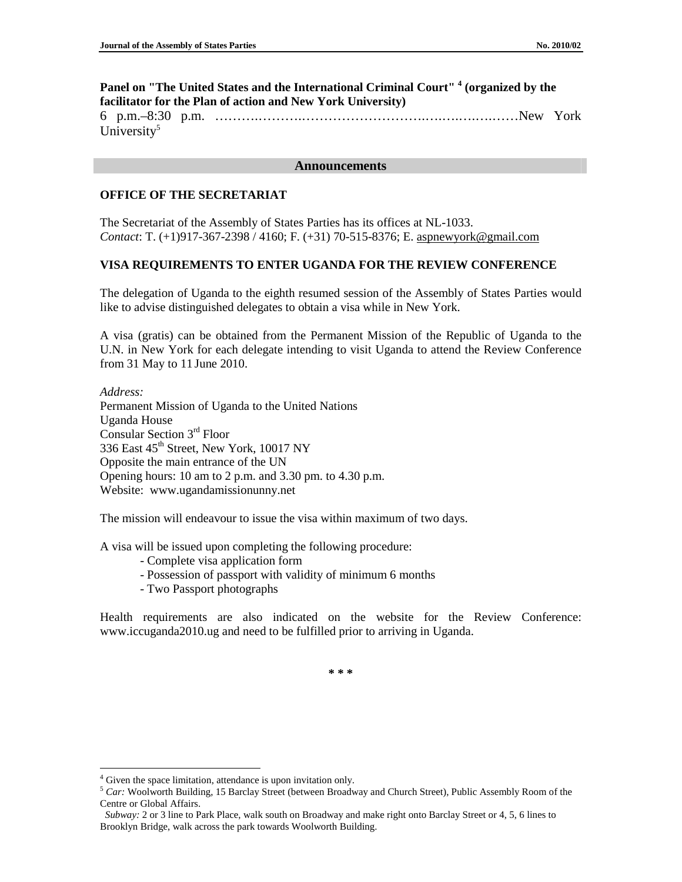**Panel on "The United States and the International Criminal Court"** [4] **(organized by the facilitator for the Plan of action and New York University)**

6 p.m.–8:30 p.m. ……….……….……………………….…….…….……New York University[5]

## Announcements

### OFFICE OF THE SECRETARIAT

The Secretariat of the Assembly of States Parties has its offices at NL-1033.
*Contact*: T. (+1)917-367-2398 / 4160; F. (+31) 70-515-8376; E. aspnewyork@gmail.com

### VISA REQUIREMENTS TO ENTER UGANDA FOR THE REVIEW CONFERENCE

The delegation of Uganda to the eighth resumed session of the Assembly of States Parties would like to advise distinguished delegates to obtain a visa while in New York.

A visa (gratis) can be obtained from the Permanent Mission of the Republic of Uganda to the U.N. in New York for each delegate intending to visit Uganda to attend the Review Conference from 31 May to 11 June 2010.

*Address:*
Permanent Mission of Uganda to the United Nations
Uganda House
Consular Section 3rd Floor
336 East 45th Street, New York, 10017 NY
Opposite the main entrance of the UN
Opening hours: 10 am to 2 p.m. and 3.30 pm. to 4.30 p.m.
Website: www.ugandamissionunny.net

The mission will endeavour to issue the visa within maximum of two days.

A visa will be issued upon completing the following procedure:

- Complete visa application form
- Possession of passport with validity of minimum 6 months
- Two Passport photographs

Health requirements are also indicated on the website for the Review Conference: www.iccuganda2010.ug and need to be fulfilled prior to arriving in Uganda.

\* \* \*

[4] Given the space limitation, attendance is upon invitation only.

[5] *Car:* Woolworth Building, 15 Barclay Street (between Broadway and Church Street), Public Assembly Room of the Centre or Global Affairs.
*Subway:* 2 or 3 line to Park Place, walk south on Broadway and make right onto Barclay Street or 4, 5, 6 lines to Brooklyn Bridge, walk across the park towards Woolworth Building.